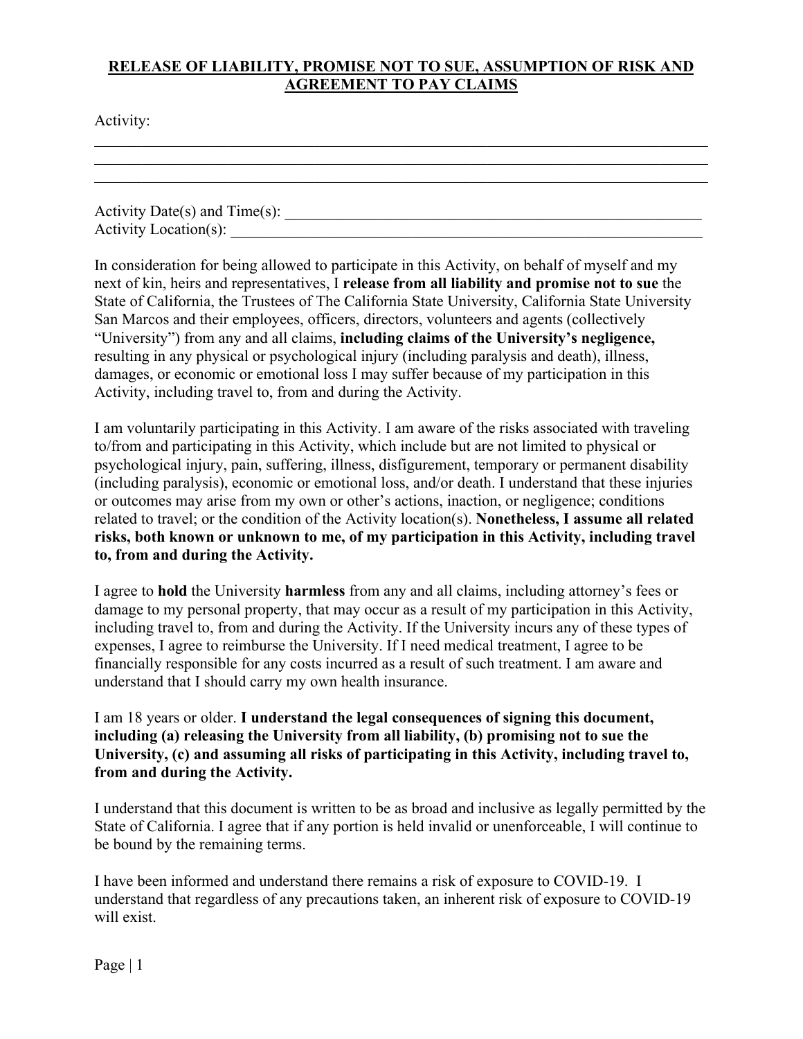**RELEASE OF LIABILITY, PROMISE NOT TO SUE, ASSUMPTION OF RISK AND AGREEMENT TO PAY CLAIMS**

Activity:

\_\_\_\_\_\_\_\_\_\_\_\_\_\_\_\_\_\_\_\_\_\_\_\_\_\_\_\_\_\_\_\_\_\_\_\_\_\_\_\_\_\_\_\_\_\_\_\_\_\_\_\_\_\_\_\_\_\_\_\_\_\_\_\_\_\_\_\_\_\_\_\_\_\_\_\_
\_\_\_\_\_\_\_\_\_\_\_\_\_\_\_\_\_\_\_\_\_\_\_\_\_\_\_\_\_\_\_\_\_\_\_\_\_\_\_\_\_\_\_\_\_\_\_\_\_\_\_\_\_\_\_\_\_\_\_\_\_\_\_\_\_\_\_\_\_\_\_\_\_\_\_\_
\_\_\_\_\_\_\_\_\_\_\_\_\_\_\_\_\_\_\_\_\_\_\_\_\_\_\_\_\_\_\_\_\_\_\_\_\_\_\_\_\_\_\_\_\_\_\_\_\_\_\_\_\_\_\_\_\_\_\_\_\_\_\_\_\_\_\_\_\_\_\_\_\_\_\_\_

Activity Date(s) and Time(s): \_\_\_\_\_\_\_\_\_\_\_\_\_\_\_\_\_\_\_\_\_\_\_\_\_\_\_\_\_\_\_\_\_\_\_\_\_\_\_\_\_\_\_\_\_\_\_\_\_\_\_\_
Activity Location(s): \_\_\_\_\_\_\_\_\_\_\_\_\_\_\_\_\_\_\_\_\_\_\_\_\_\_\_\_\_\_\_\_\_\_\_\_\_\_\_\_\_\_\_\_\_\_\_\_\_\_\_\_\_\_\_\_\_\_\_\_

In consideration for being allowed to participate in this Activity, on behalf of myself and my next of kin, heirs and representatives, I **release from all liability and promise not to sue** the State of California, the Trustees of The California State University, California State University San Marcos and their employees, officers, directors, volunteers and agents (collectively "University") from any and all claims, **including claims of the University's negligence,** resulting in any physical or psychological injury (including paralysis and death), illness, damages, or economic or emotional loss I may suffer because of my participation in this Activity, including travel to, from and during the Activity.

I am voluntarily participating in this Activity. I am aware of the risks associated with traveling to/from and participating in this Activity, which include but are not limited to physical or psychological injury, pain, suffering, illness, disfigurement, temporary or permanent disability (including paralysis), economic or emotional loss, and/or death. I understand that these injuries or outcomes may arise from my own or other's actions, inaction, or negligence; conditions related to travel; or the condition of the Activity location(s). **Nonetheless, I assume all related risks, both known or unknown to me, of my participation in this Activity, including travel to, from and during the Activity.**

I agree to **hold** the University **harmless** from any and all claims, including attorney's fees or damage to my personal property, that may occur as a result of my participation in this Activity, including travel to, from and during the Activity. If the University incurs any of these types of expenses, I agree to reimburse the University. If I need medical treatment, I agree to be financially responsible for any costs incurred as a result of such treatment. I am aware and understand that I should carry my own health insurance.

I am 18 years or older. **I understand the legal consequences of signing this document, including (a) releasing the University from all liability, (b) promising not to sue the University, (c) and assuming all risks of participating in this Activity, including travel to, from and during the Activity.**

I understand that this document is written to be as broad and inclusive as legally permitted by the State of California. I agree that if any portion is held invalid or unenforceable, I will continue to be bound by the remaining terms.

I have been informed and understand there remains a risk of exposure to COVID-19. I understand that regardless of any precautions taken, an inherent risk of exposure to COVID-19 will exist.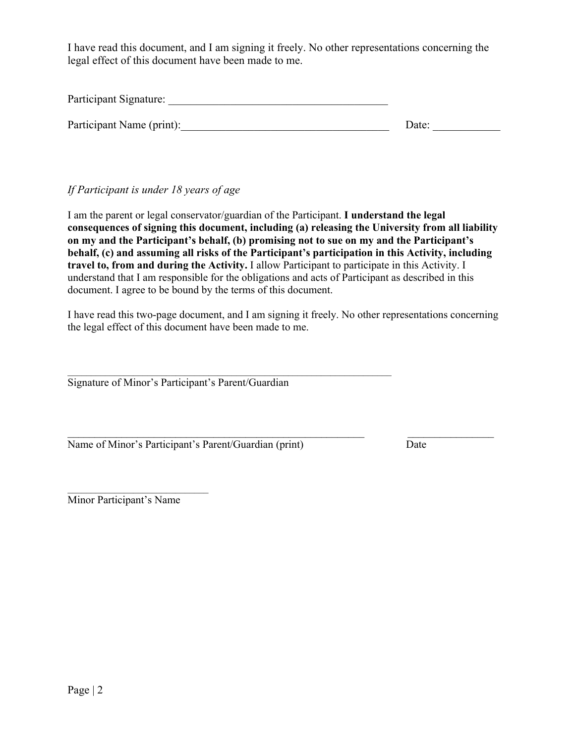I have read this document, and I am signing it freely. No other representations concerning the legal effect of this document have been made to me.

Participant Signature: ________________________________________

Participant Name (print):_____________________________________ Date: ____________

*If Participant is under 18 years of age*

I am the parent or legal conservator/guardian of the Participant. **I understand the legal consequences of signing this document, including (a) releasing the University from all liability on my and the Participant's behalf, (b) promising not to sue on my and the Participant's behalf, (c) and assuming all risks of the Participant's participation in this Activity, including travel to, from and during the Activity.** I allow Participant to participate in this Activity. I understand that I am responsible for the obligations and acts of Participant as described in this document. I agree to be bound by the terms of this document.

I have read this two-page document, and I am signing it freely. No other representations concerning the legal effect of this document have been made to me.

_____________________________________________________________
Signature of Minor's Participant's Parent/Guardian

_________________________________________________________ ________________
Name of Minor's Participant's Parent/Guardian (print) Date

___________________________
Minor Participant's Name